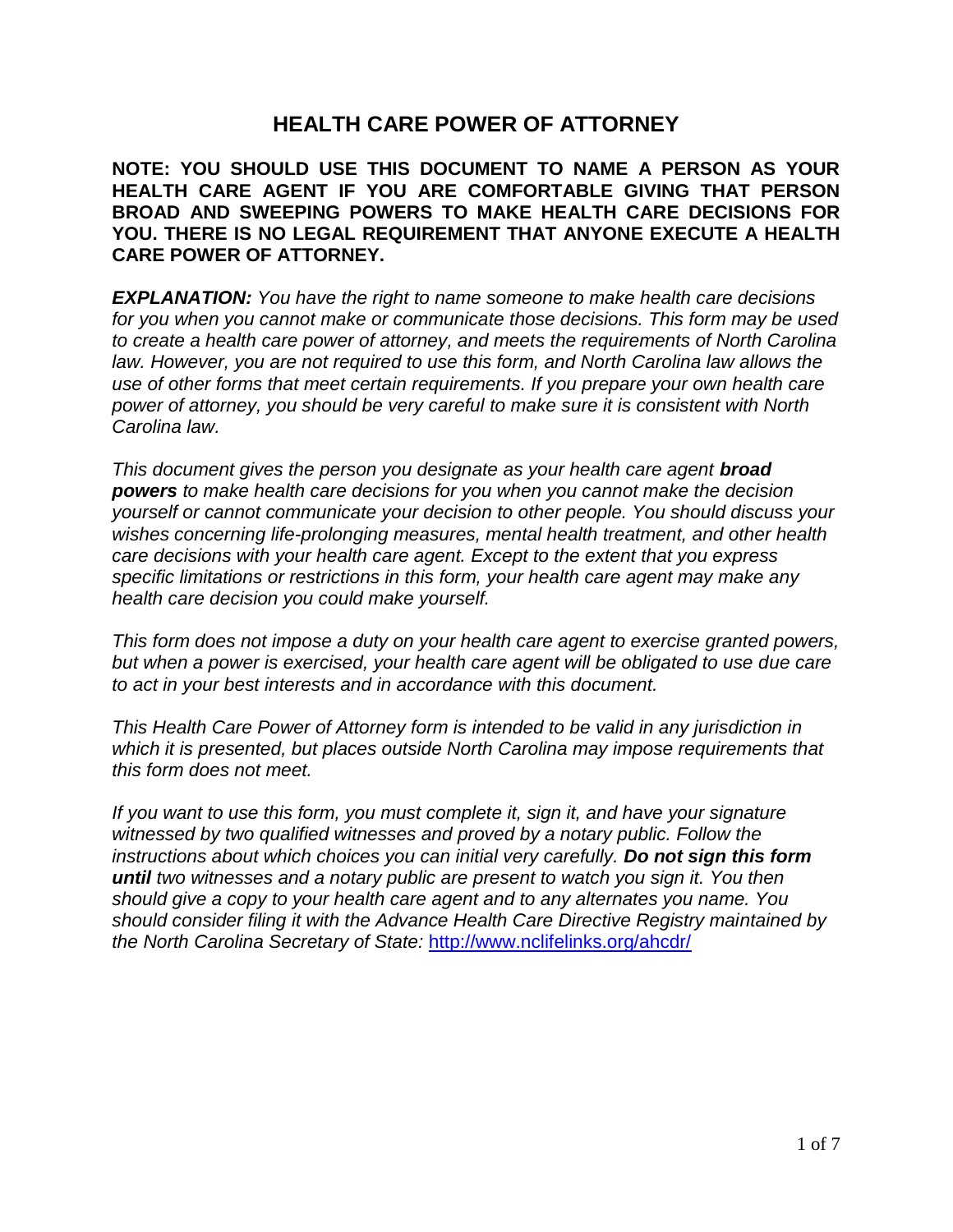# HEALTH CARE POWER OF ATTORNEY

**NOTE: YOU SHOULD USE THIS DOCUMENT TO NAME A PERSON AS YOUR HEALTH CARE AGENT IF YOU ARE COMFORTABLE GIVING THAT PERSON BROAD AND SWEEPING POWERS TO MAKE HEALTH CARE DECISIONS FOR YOU. THERE IS NO LEGAL REQUIREMENT THAT ANYONE EXECUTE A HEALTH CARE POWER OF ATTORNEY.**

***EXPLANATION:*** *You have the right to name someone to make health care decisions for you when you cannot make or communicate those decisions. This form may be used to create a health care power of attorney, and meets the requirements of North Carolina law. However, you are not required to use this form, and North Carolina law allows the use of other forms that meet certain requirements. If you prepare your own health care power of attorney, you should be very careful to make sure it is consistent with North Carolina law.*

*This document gives the person you designate as your health care agent* ***broad powers*** *to make health care decisions for you when you cannot make the decision yourself or cannot communicate your decision to other people. You should discuss your wishes concerning life-prolonging measures, mental health treatment, and other health care decisions with your health care agent. Except to the extent that you express specific limitations or restrictions in this form, your health care agent may make any health care decision you could make yourself.*

*This form does not impose a duty on your health care agent to exercise granted powers, but when a power is exercised, your health care agent will be obligated to use due care to act in your best interests and in accordance with this document.*

*This Health Care Power of Attorney form is intended to be valid in any jurisdiction in which it is presented, but places outside North Carolina may impose requirements that this form does not meet.*

*If you want to use this form, you must complete it, sign it, and have your signature witnessed by two qualified witnesses and proved by a notary public. Follow the instructions about which choices you can initial very carefully.* ***Do not sign this form until*** *two witnesses and a notary public are present to watch you sign it. You then should give a copy to your health care agent and to any alternates you name. You should consider filing it with the Advance Health Care Directive Registry maintained by the North Carolina Secretary of State:* [http://www.nclifelinks.org/ahcdr/](http://www.nclifelinks.org/ahcdr/)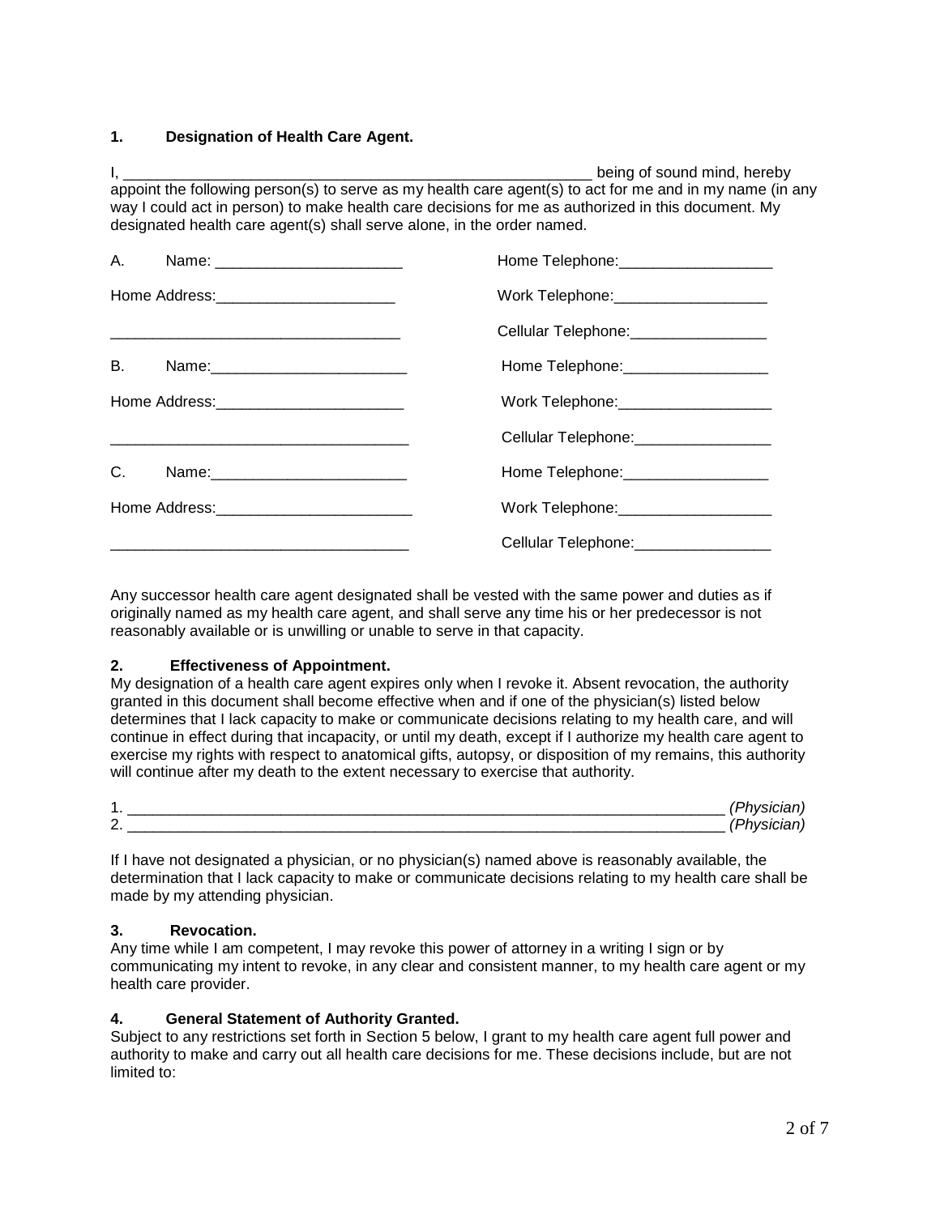**1. Designation of Health Care Agent.**

I, ________________________________________________________ being of sound mind, hereby appoint the following person(s) to serve as my health care agent(s) to act for me and in my name (in any way I could act in person) to make health care decisions for me as authorized in this document. My designated health care agent(s) shall serve alone, in the order named.

A. Name: ______________________ Home Telephone:__________________

Home Address:_____________________ Work Telephone:__________________

___________________________________ Cellular Telephone:________________

B. Name:_______________________ Home Telephone:_________________

Home Address:______________________ Work Telephone:__________________

____________________________________ Cellular Telephone:________________

C. Name:_______________________ Home Telephone:_________________

Home Address:_______________________ Work Telephone:__________________

____________________________________ Cellular Telephone:________________

Any successor health care agent designated shall be vested with the same power and duties as if originally named as my health care agent, and shall serve any time his or her predecessor is not reasonably available or is unwilling or unable to serve in that capacity.

**2. Effectiveness of Appointment.**

My designation of a health care agent expires only when I revoke it. Absent revocation, the authority granted in this document shall become effective when and if one of the physician(s) listed below determines that I lack capacity to make or communicate decisions relating to my health care, and will continue in effect during that incapacity, or until my death, except if I authorize my health care agent to exercise my rights with respect to anatomical gifts, autopsy, or disposition of my remains, this authority will continue after my death to the extent necessary to exercise that authority.

1. _________________________________________________________________________ *(Physician)*
2. _________________________________________________________________________ *(Physician)*

If I have not designated a physician, or no physician(s) named above is reasonably available, the determination that I lack capacity to make or communicate decisions relating to my health care shall be made by my attending physician.

**3. Revocation.**

Any time while I am competent, I may revoke this power of attorney in a writing I sign or by communicating my intent to revoke, in any clear and consistent manner, to my health care agent or my health care provider.

**4. General Statement of Authority Granted.**

Subject to any restrictions set forth in Section 5 below, I grant to my health care agent full power and authority to make and carry out all health care decisions for me. These decisions include, but are not limited to: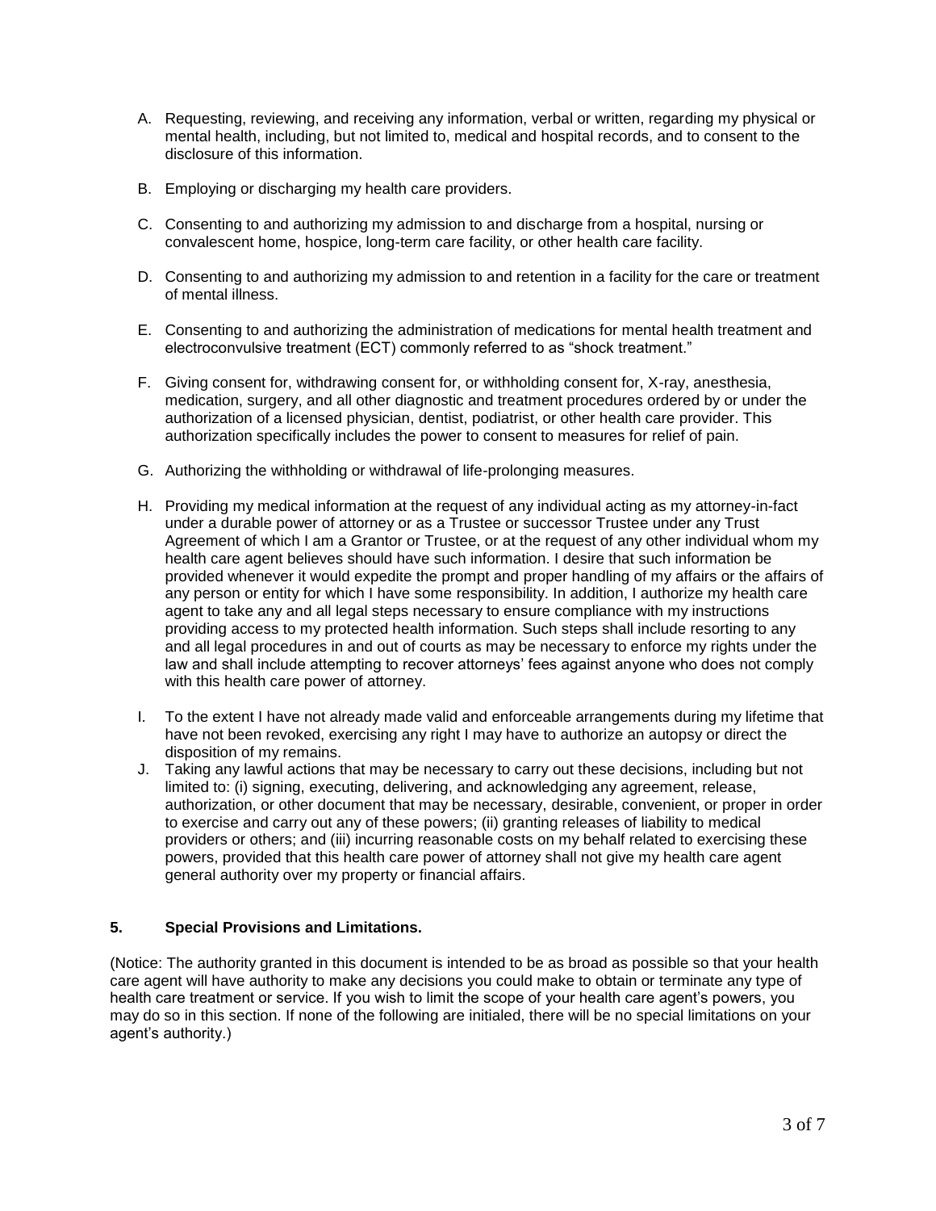A. Requesting, reviewing, and receiving any information, verbal or written, regarding my physical or mental health, including, but not limited to, medical and hospital records, and to consent to the disclosure of this information.

B. Employing or discharging my health care providers.

C. Consenting to and authorizing my admission to and discharge from a hospital, nursing or convalescent home, hospice, long-term care facility, or other health care facility.

D. Consenting to and authorizing my admission to and retention in a facility for the care or treatment of mental illness.

E. Consenting to and authorizing the administration of medications for mental health treatment and electroconvulsive treatment (ECT) commonly referred to as "shock treatment."

F. Giving consent for, withdrawing consent for, or withholding consent for, X-ray, anesthesia, medication, surgery, and all other diagnostic and treatment procedures ordered by or under the authorization of a licensed physician, dentist, podiatrist, or other health care provider. This authorization specifically includes the power to consent to measures for relief of pain.

G. Authorizing the withholding or withdrawal of life-prolonging measures.

H. Providing my medical information at the request of any individual acting as my attorney-in-fact under a durable power of attorney or as a Trustee or successor Trustee under any Trust Agreement of which I am a Grantor or Trustee, or at the request of any other individual whom my health care agent believes should have such information. I desire that such information be provided whenever it would expedite the prompt and proper handling of my affairs or the affairs of any person or entity for which I have some responsibility. In addition, I authorize my health care agent to take any and all legal steps necessary to ensure compliance with my instructions providing access to my protected health information. Such steps shall include resorting to any and all legal procedures in and out of courts as may be necessary to enforce my rights under the law and shall include attempting to recover attorneys' fees against anyone who does not comply with this health care power of attorney.

I. To the extent I have not already made valid and enforceable arrangements during my lifetime that have not been revoked, exercising any right I may have to authorize an autopsy or direct the disposition of my remains.

J. Taking any lawful actions that may be necessary to carry out these decisions, including but not limited to: (i) signing, executing, delivering, and acknowledging any agreement, release, authorization, or other document that may be necessary, desirable, convenient, or proper in order to exercise and carry out any of these powers; (ii) granting releases of liability to medical providers or others; and (iii) incurring reasonable costs on my behalf related to exercising these powers, provided that this health care power of attorney shall not give my health care agent general authority over my property or financial affairs.

**5. Special Provisions and Limitations.**

(Notice: The authority granted in this document is intended to be as broad as possible so that your health care agent will have authority to make any decisions you could make to obtain or terminate any type of health care treatment or service. If you wish to limit the scope of your health care agent's powers, you may do so in this section. If none of the following are initialed, there will be no special limitations on your agent's authority.)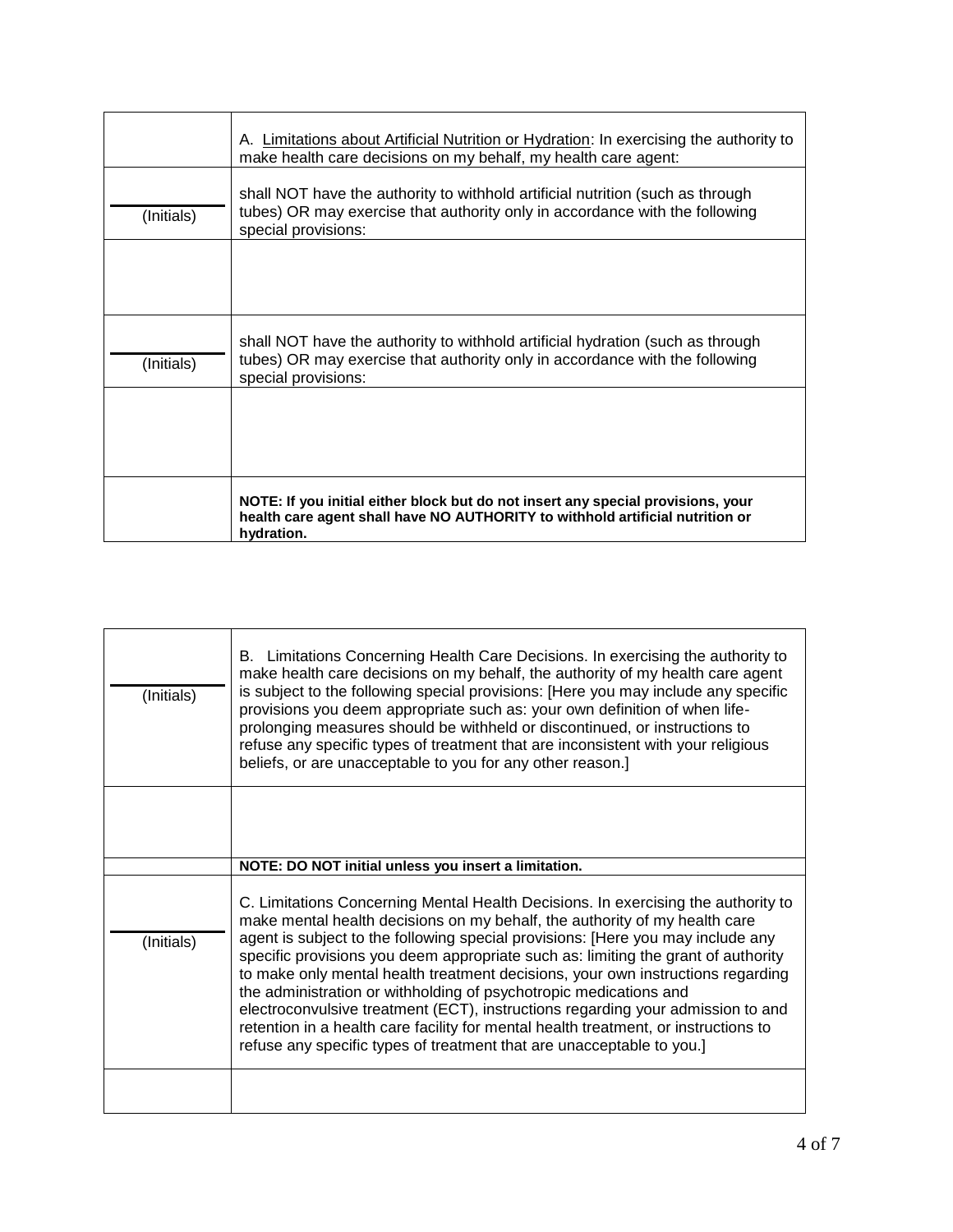| | |
|---|---|
| | A. <u>Limitations about Artificial Nutrition or Hydration</u>: In exercising the authority to make health care decisions on my behalf, my health care agent: |
| _______ (Initials) | shall NOT have the authority to withhold artificial nutrition (such as through tubes) OR may exercise that authority only in accordance with the following special provisions: |
| | |
| _______ (Initials) | shall NOT have the authority to withhold artificial hydration (such as through tubes) OR may exercise that authority only in accordance with the following special provisions: |
| | |
| | **NOTE: If you initial either block but do not insert any special provisions, your health care agent shall have NO AUTHORITY to withhold artificial nutrition or hydration.** |

| | |
|---|---|
| _______ (Initials) | B. Limitations Concerning Health Care Decisions. In exercising the authority to make health care decisions on my behalf, the authority of my health care agent is subject to the following special provisions: [Here you may include any specific provisions you deem appropriate such as: your own definition of when life-prolonging measures should be withheld or discontinued, or instructions to refuse any specific types of treatment that are inconsistent with your religious beliefs, or are unacceptable to you for any other reason.] |
| | |
| | **NOTE: DO NOT initial unless you insert a limitation.** |
| _______ (Initials) | C. Limitations Concerning Mental Health Decisions. In exercising the authority to make mental health decisions on my behalf, the authority of my health care agent is subject to the following special provisions: [Here you may include any specific provisions you deem appropriate such as: limiting the grant of authority to make only mental health treatment decisions, your own instructions regarding the administration or withholding of psychotropic medications and electroconvulsive treatment (ECT), instructions regarding your admission to and retention in a health care facility for mental health treatment, or instructions to refuse any specific types of treatment that are unacceptable to you.] |
| | |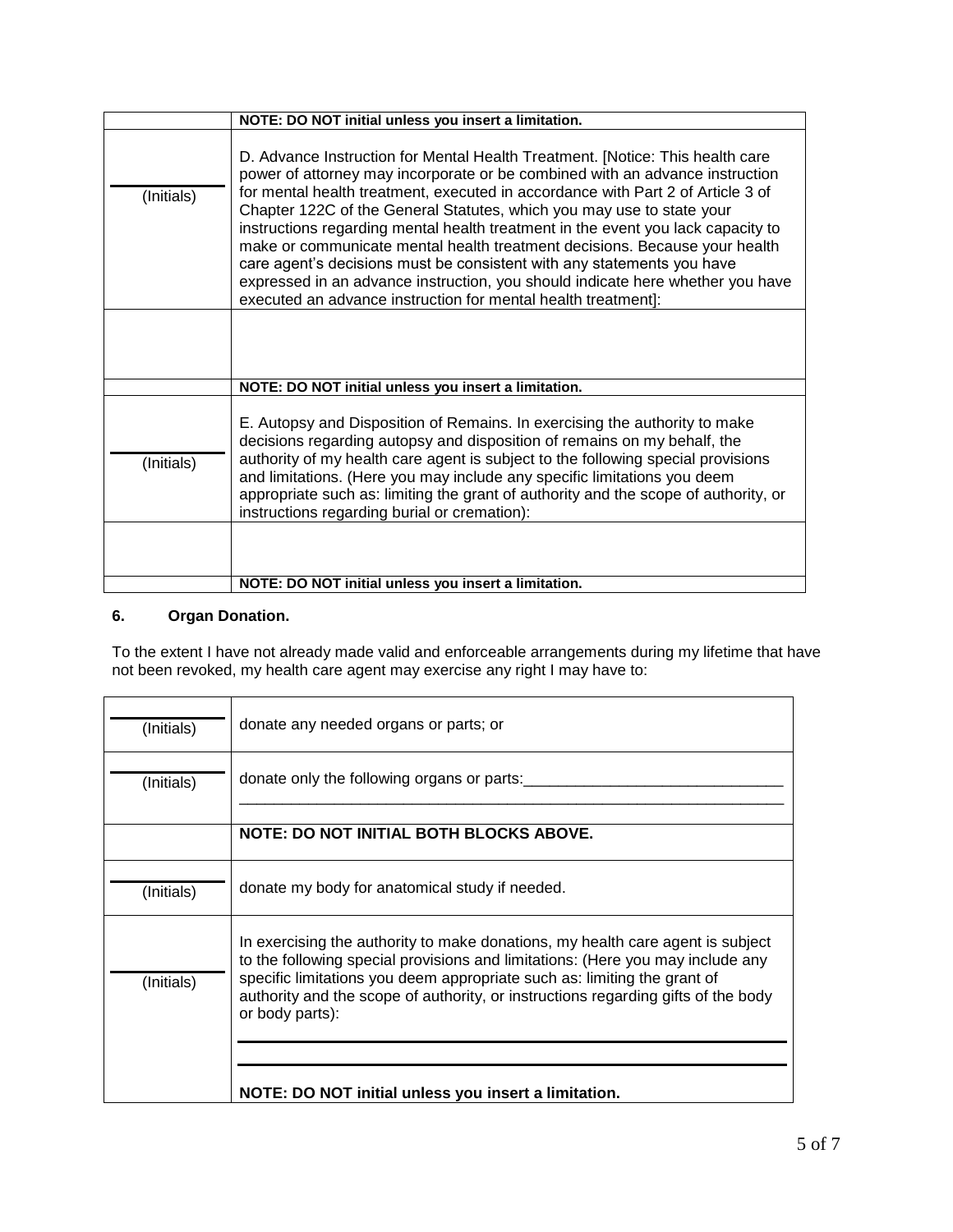| | |
|---|---|
| | **NOTE: DO NOT initial unless you insert a limitation.** |
| ________ (Initials) | D. Advance Instruction for Mental Health Treatment. [Notice: This health care power of attorney may incorporate or be combined with an advance instruction for mental health treatment, executed in accordance with Part 2 of Article 3 of Chapter 122C of the General Statutes, which you may use to state your instructions regarding mental health treatment in the event you lack capacity to make or communicate mental health treatment decisions. Because your health care agent's decisions must be consistent with any statements you have expressed in an advance instruction, you should indicate here whether you have executed an advance instruction for mental health treatment]: |
| | |
| | **NOTE: DO NOT initial unless you insert a limitation.** |
| ________ (Initials) | E. Autopsy and Disposition of Remains. In exercising the authority to make decisions regarding autopsy and disposition of remains on my behalf, the authority of my health care agent is subject to the following special provisions and limitations. (Here you may include any specific limitations you deem appropriate such as: limiting the grant of authority and the scope of authority, or instructions regarding burial or cremation): |
| | |
| | **NOTE: DO NOT initial unless you insert a limitation.** |

**6. Organ Donation.**

To the extent I have not already made valid and enforceable arrangements during my lifetime that have not been revoked, my health care agent may exercise any right I may have to:

| | |
|---|---|
| ________ (Initials) | donate any needed organs or parts; or |
| ________ (Initials) | donate only the following organs or parts:______________________________ ________________________________________________________________ |
| | **NOTE: DO NOT INITIAL BOTH BLOCKS ABOVE.** |
| ________ (Initials) | donate my body for anatomical study if needed. |
| ________ (Initials) | In exercising the authority to make donations, my health care agent is subject to the following special provisions and limitations: (Here you may include any specific limitations you deem appropriate such as: limiting the grant of authority and the scope of authority, or instructions regarding gifts of the body or body parts): ________________________________________________________________ ________________________________________________________________ **NOTE: DO NOT initial unless you insert a limitation.** |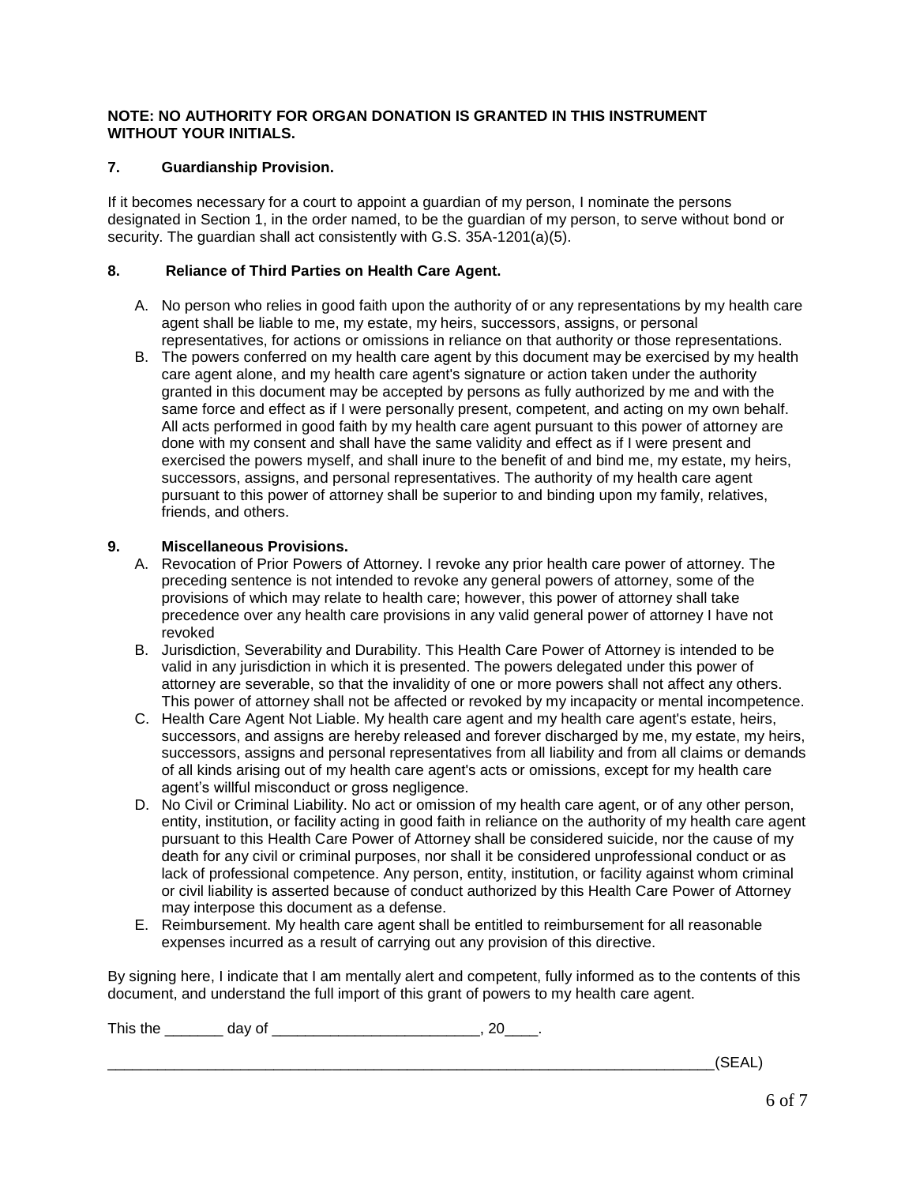**NOTE: NO AUTHORITY FOR ORGAN DONATION IS GRANTED IN THIS INSTRUMENT WITHOUT YOUR INITIALS.**

**7. Guardianship Provision.**

If it becomes necessary for a court to appoint a guardian of my person, I nominate the persons designated in Section 1, in the order named, to be the guardian of my person, to serve without bond or security. The guardian shall act consistently with G.S. 35A-1201(a)(5).

**8. Reliance of Third Parties on Health Care Agent.**

A. No person who relies in good faith upon the authority of or any representations by my health care agent shall be liable to me, my estate, my heirs, successors, assigns, or personal representatives, for actions or omissions in reliance on that authority or those representations.

B. The powers conferred on my health care agent by this document may be exercised by my health care agent alone, and my health care agent's signature or action taken under the authority granted in this document may be accepted by persons as fully authorized by me and with the same force and effect as if I were personally present, competent, and acting on my own behalf. All acts performed in good faith by my health care agent pursuant to this power of attorney are done with my consent and shall have the same validity and effect as if I were present and exercised the powers myself, and shall inure to the benefit of and bind me, my estate, my heirs, successors, assigns, and personal representatives. The authority of my health care agent pursuant to this power of attorney shall be superior to and binding upon my family, relatives, friends, and others.

**9. Miscellaneous Provisions.**

A. Revocation of Prior Powers of Attorney. I revoke any prior health care power of attorney. The preceding sentence is not intended to revoke any general powers of attorney, some of the provisions of which may relate to health care; however, this power of attorney shall take precedence over any health care provisions in any valid general power of attorney I have not revoked

B. Jurisdiction, Severability and Durability. This Health Care Power of Attorney is intended to be valid in any jurisdiction in which it is presented. The powers delegated under this power of attorney are severable, so that the invalidity of one or more powers shall not affect any others. This power of attorney shall not be affected or revoked by my incapacity or mental incompetence.

C. Health Care Agent Not Liable. My health care agent and my health care agent's estate, heirs, successors, and assigns are hereby released and forever discharged by me, my estate, my heirs, successors, assigns and personal representatives from all liability and from all claims or demands of all kinds arising out of my health care agent's acts or omissions, except for my health care agent’s willful misconduct or gross negligence.

D. No Civil or Criminal Liability. No act or omission of my health care agent, or of any other person, entity, institution, or facility acting in good faith in reliance on the authority of my health care agent pursuant to this Health Care Power of Attorney shall be considered suicide, nor the cause of my death for any civil or criminal purposes, nor shall it be considered unprofessional conduct or as lack of professional competence. Any person, entity, institution, or facility against whom criminal or civil liability is asserted because of conduct authorized by this Health Care Power of Attorney may interpose this document as a defense.

E. Reimbursement. My health care agent shall be entitled to reimbursement for all reasonable expenses incurred as a result of carrying out any provision of this directive.

By signing here, I indicate that I am mentally alert and competent, fully informed as to the contents of this document, and understand the full import of this grant of powers to my health care agent.

This the _______ day of ________________________, 20____.

__________________________________________________________________________(SEAL)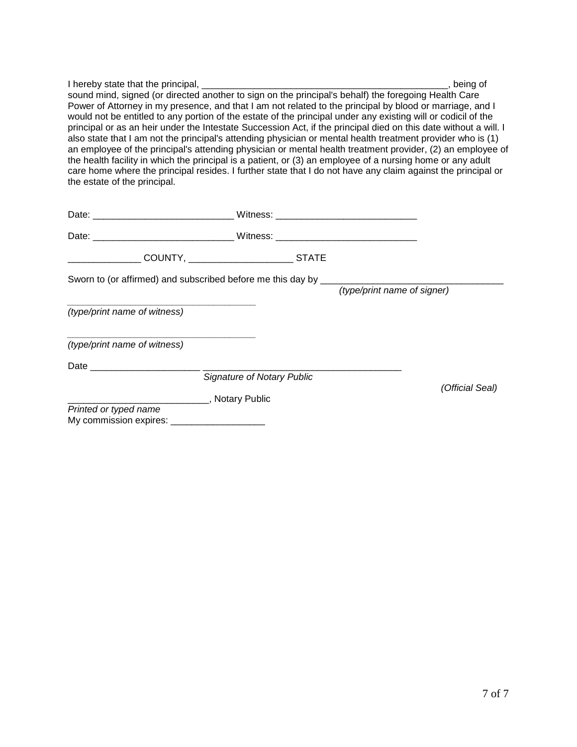I hereby state that the principal, _______________________________________________, being of sound mind, signed (or directed another to sign on the principal's behalf) the foregoing Health Care Power of Attorney in my presence, and that I am not related to the principal by blood or marriage, and I would not be entitled to any portion of the estate of the principal under any existing will or codicil of the principal or as an heir under the Intestate Succession Act, if the principal died on this date without a will. I also state that I am not the principal's attending physician or mental health treatment provider who is (1) an employee of the principal's attending physician or mental health treatment provider, (2) an employee of the health facility in which the principal is a patient, or (3) an employee of a nursing home or any adult care home where the principal resides. I further state that I do not have any claim against the principal or the estate of the principal.

Date: ___________________________ Witness: ___________________________

Date: ___________________________ Witness: ___________________________

______________ COUNTY, ____________________ STATE

Sworn to (or affirmed) and subscribed before me this day by ___________________________________
*(type/print name of signer)*

_____________________________________
*(type/print name of witness)*

_____________________________________
*(type/print name of witness)*

Date _____________________ ______________________________________
*Signature of Notary Public*

*(Official Seal)*

__________________________, Notary Public
*Printed or typed name*
My commission expires: __________________